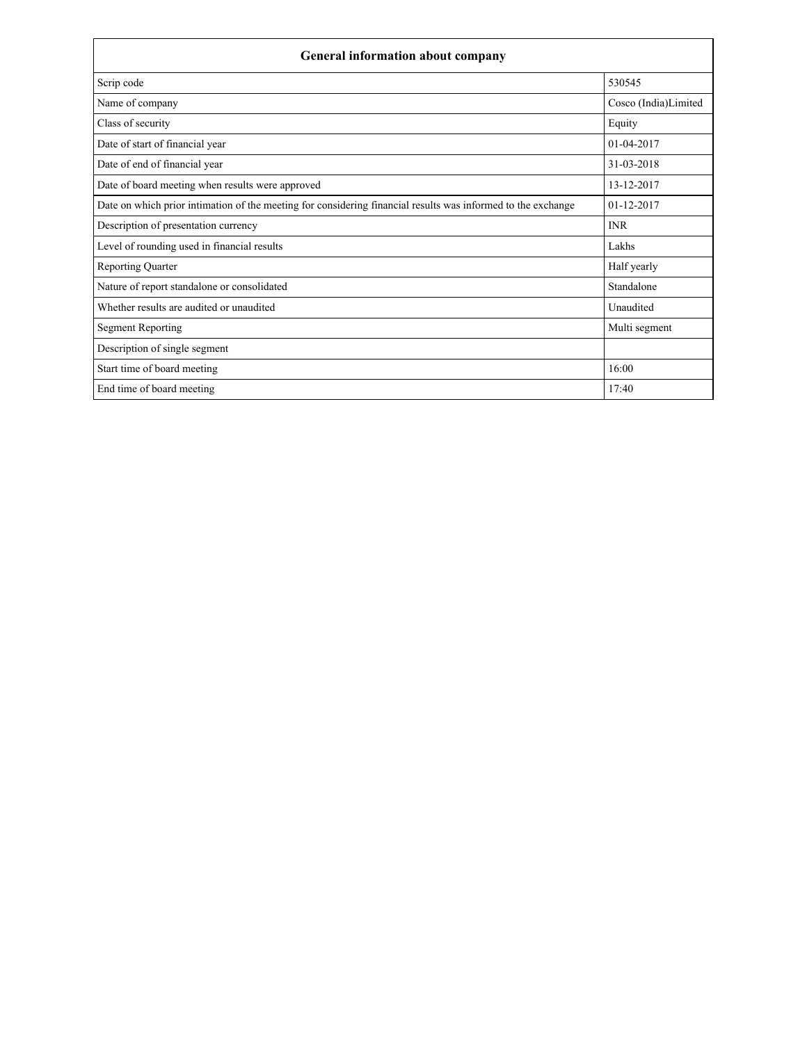| General information about company | |
|---|---|
| Scrip code | 530545 |
| Name of company | Cosco (India)Limited |
| Class of security | Equity |
| Date of start of financial year | 01-04-2017 |
| Date of end of financial year | 31-03-2018 |
| Date of board meeting when results were approved | 13-12-2017 |
| Date on which prior intimation of the meeting for considering financial results was informed to the exchange | 01-12-2017 |
| Description of presentation currency | INR |
| Level of rounding used in financial results | Lakhs |
| Reporting Quarter | Half yearly |
| Nature of report standalone or consolidated | Standalone |
| Whether results are audited or unaudited | Unaudited |
| Segment Reporting | Multi segment |
| Description of single segment | |
| Start time of board meeting | 16:00 |
| End time of board meeting | 17:40 |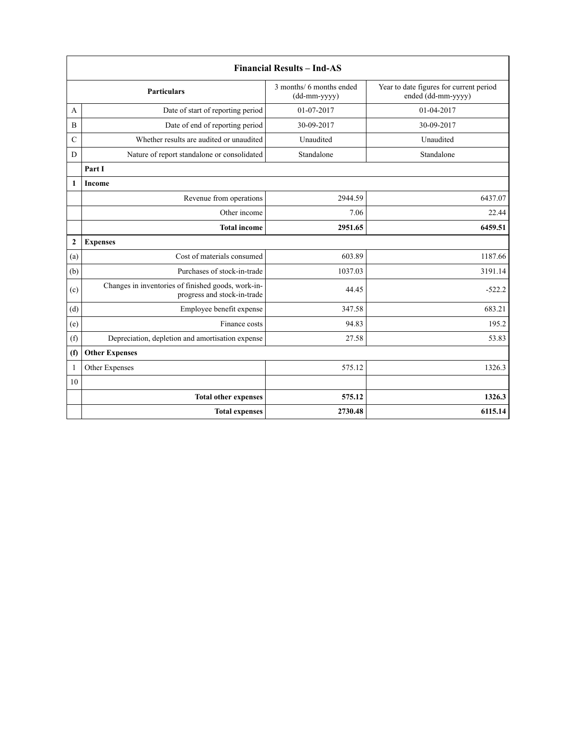| Financial Results – Ind-AS | | | |
|---|---|---|---|
| | **Particulars** | 3 months/ 6 months ended (dd-mm-yyyy) | Year to date figures for current period ended (dd-mm-yyyy) |
| A | Date of start of reporting period | 01-07-2017 | 01-04-2017 |
| B | Date of end of reporting period | 30-09-2017 | 30-09-2017 |
| C | Whether results are audited or unaudited | Unaudited | Unaudited |
| D | Nature of report standalone or consolidated | Standalone | Standalone |
| | **Part I** | | |
| **1** | **Income** | | |
| | Revenue from operations | 2944.59 | 6437.07 |
| | Other income | 7.06 | 22.44 |
| | **Total income** | **2951.65** | **6459.51** |
| **2** | **Expenses** | | |
| (a) | Cost of materials consumed | 603.89 | 1187.66 |
| (b) | Purchases of stock-in-trade | 1037.03 | 3191.14 |
| (c) | Changes in inventories of finished goods, work-in-progress and stock-in-trade | 44.45 | -522.2 |
| (d) | Employee benefit expense | 347.58 | 683.21 |
| (e) | Finance costs | 94.83 | 195.2 |
| (f) | Depreciation, depletion and amortisation expense | 27.58 | 53.83 |
| **(f)** | **Other Expenses** | | |
| 1 | Other Expenses | 575.12 | 1326.3 |
| 10 | | | |
| | **Total other expenses** | **575.12** | **1326.3** |
| | **Total expenses** | **2730.48** | **6115.14** |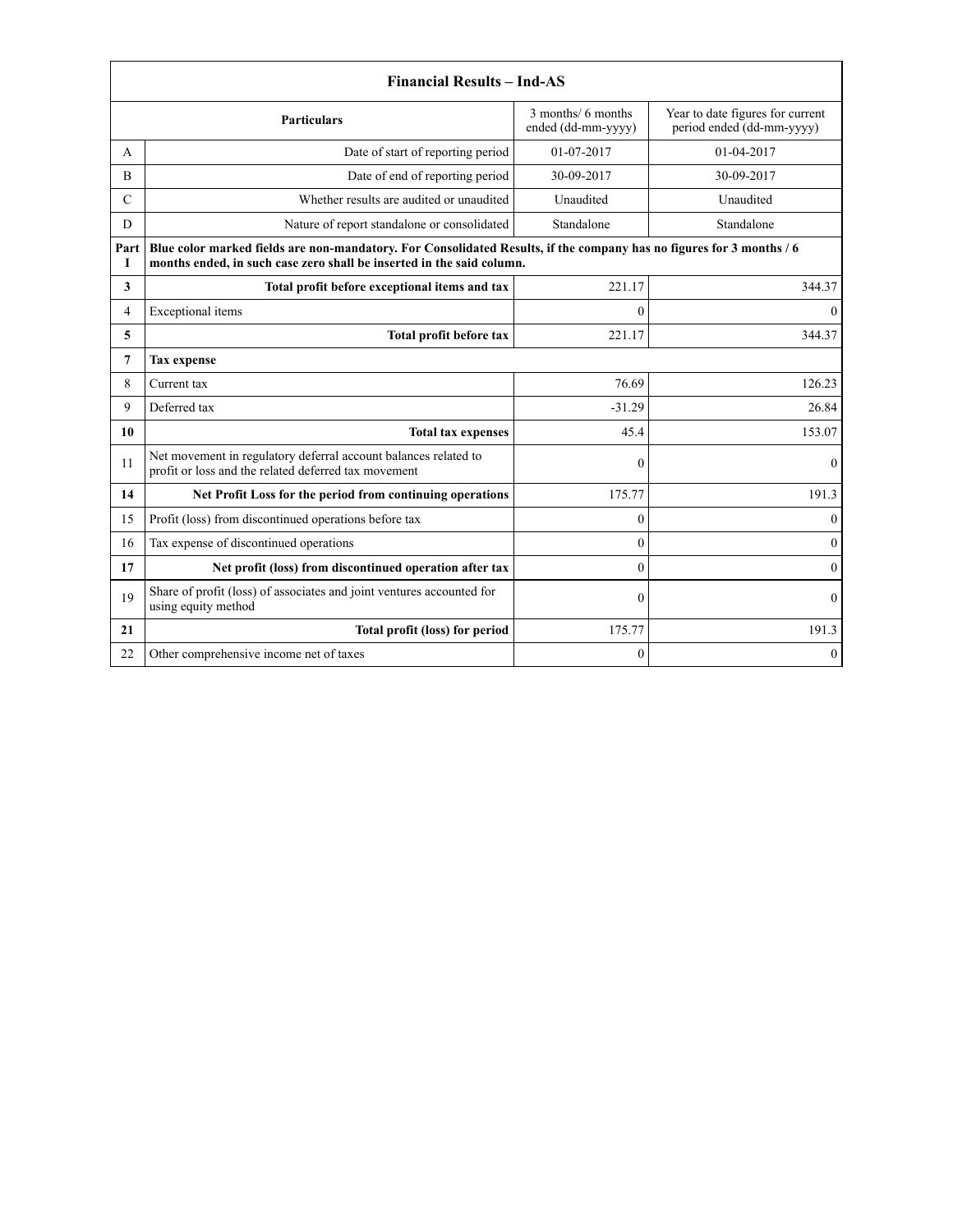| Financial Results – Ind-AS | | | |
|---|---|---|---|
| | **Particulars** | 3 months/ 6 months ended (dd-mm-yyyy) | Year to date figures for current period ended (dd-mm-yyyy) |
| A | Date of start of reporting period | 01-07-2017 | 01-04-2017 |
| B | Date of end of reporting period | 30-09-2017 | 30-09-2017 |
| C | Whether results are audited or unaudited | Unaudited | Unaudited |
| D | Nature of report standalone or consolidated | Standalone | Standalone |
| **Part I** | **Blue color marked fields are non-mandatory. For Consolidated Results, if the company has no figures for 3 months / 6 months ended, in such case zero shall be inserted in the said column.** | | |
| **3** | **Total profit before exceptional items and tax** | 221.17 | 344.37 |
| 4 | Exceptional items | 0 | 0 |
| **5** | **Total profit before tax** | 221.17 | 344.37 |
| **7** | **Tax expense** | | |
| 8 | Current tax | 76.69 | 126.23 |
| 9 | Deferred tax | -31.29 | 26.84 |
| **10** | **Total tax expenses** | 45.4 | 153.07 |
| 11 | Net movement in regulatory deferral account balances related to profit or loss and the related deferred tax movement | 0 | 0 |
| **14** | **Net Profit Loss for the period from continuing operations** | 175.77 | 191.3 |
| 15 | Profit (loss) from discontinued operations before tax | 0 | 0 |
| 16 | Tax expense of discontinued operations | 0 | 0 |
| **17** | **Net profit (loss) from discontinued operation after tax** | 0 | 0 |
| 19 | Share of profit (loss) of associates and joint ventures accounted for using equity method | 0 | 0 |
| **21** | **Total profit (loss) for period** | 175.77 | 191.3 |
| 22 | Other comprehensive income net of taxes | 0 | 0 |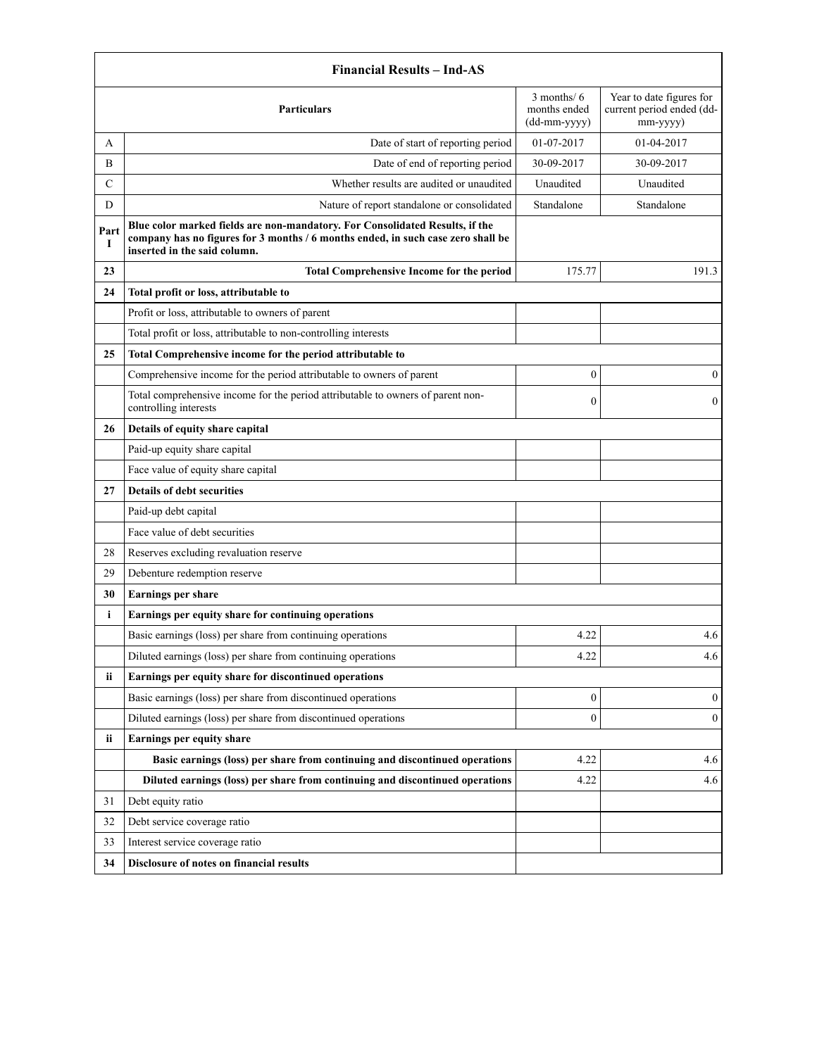| Financial Results – Ind-AS | | | |
|---|---|---|---|
| | **Particulars** | 3 months/ 6 months ended (dd-mm-yyyy) | Year to date figures for current period ended (dd-mm-yyyy) |
| A | Date of start of reporting period | 01-07-2017 | 01-04-2017 |
| B | Date of end of reporting period | 30-09-2017 | 30-09-2017 |
| C | Whether results are audited or unaudited | Unaudited | Unaudited |
| D | Nature of report standalone or consolidated | Standalone | Standalone |
| **Part I** | **Blue color marked fields are non-mandatory. For Consolidated Results, if the company has no figures for 3 months / 6 months ended, in such case zero shall be inserted in the said column.** | | |
| **23** | **Total Comprehensive Income for the period** | 175.77 | 191.3 |
| **24** | **Total profit or loss, attributable to** | | |
| | Profit or loss, attributable to owners of parent | | |
| | Total profit or loss, attributable to non-controlling interests | | |
| **25** | **Total Comprehensive income for the period attributable to** | | |
| | Comprehensive income for the period attributable to owners of parent | 0 | 0 |
| | Total comprehensive income for the period attributable to owners of parent non-controlling interests | 0 | 0 |
| **26** | **Details of equity share capital** | | |
| | Paid-up equity share capital | | |
| | Face value of equity share capital | | |
| **27** | **Details of debt securities** | | |
| | Paid-up debt capital | | |
| | Face value of debt securities | | |
| 28 | Reserves excluding revaluation reserve | | |
| 29 | Debenture redemption reserve | | |
| **30** | **Earnings per share** | | |
| **i** | **Earnings per equity share for continuing operations** | | |
| | Basic earnings (loss) per share from continuing operations | 4.22 | 4.6 |
| | Diluted earnings (loss) per share from continuing operations | 4.22 | 4.6 |
| **ii** | **Earnings per equity share for discontinued operations** | | |
| | Basic earnings (loss) per share from discontinued operations | 0 | 0 |
| | Diluted earnings (loss) per share from discontinued operations | 0 | 0 |
| **ii** | **Earnings per equity share** | | |
| | **Basic earnings (loss) per share from continuing and discontinued operations** | 4.22 | 4.6 |
| | **Diluted earnings (loss) per share from continuing and discontinued operations** | 4.22 | 4.6 |
| 31 | Debt equity ratio | | |
| 32 | Debt service coverage ratio | | |
| 33 | Interest service coverage ratio | | |
| **34** | **Disclosure of notes on financial results** | | |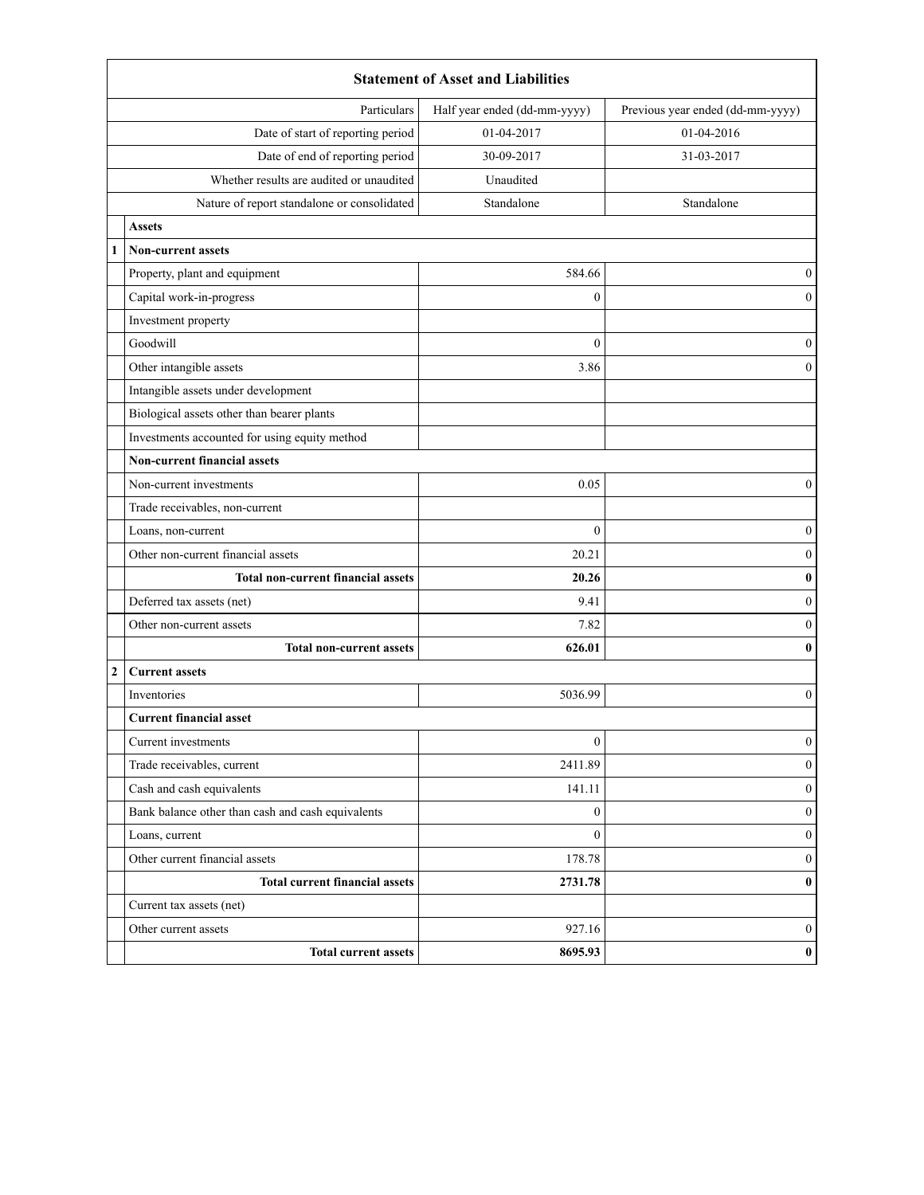| Statement of Asset and Liabilities | | | |
|---|---|---|---|
| | Particulars | Half year ended (dd-mm-yyyy) | Previous year ended (dd-mm-yyyy) |
| | Date of start of reporting period | 01-04-2017 | 01-04-2016 |
| | Date of end of reporting period | 30-09-2017 | 31-03-2017 |
| | Whether results are audited or unaudited | Unaudited | |
| | Nature of report standalone or consolidated | Standalone | Standalone |
| | **Assets** | | |
| **1** | **Non-current assets** | | |
| | Property, plant and equipment | 584.66 | 0 |
| | Capital work-in-progress | 0 | 0 |
| | Investment property | | |
| | Goodwill | 0 | 0 |
| | Other intangible assets | 3.86 | 0 |
| | Intangible assets under development | | |
| | Biological assets other than bearer plants | | |
| | Investments accounted for using equity method | | |
| | **Non-current financial assets** | | |
| | Non-current investments | 0.05 | 0 |
| | Trade receivables, non-current | | |
| | Loans, non-current | 0 | 0 |
| | Other non-current financial assets | 20.21 | 0 |
| | **Total non-current financial assets** | **20.26** | **0** |
| | Deferred tax assets (net) | 9.41 | 0 |
| | Other non-current assets | 7.82 | 0 |
| | **Total non-current assets** | **626.01** | **0** |
| **2** | **Current assets** | | |
| | Inventories | 5036.99 | 0 |
| | **Current financial asset** | | |
| | Current investments | 0 | 0 |
| | Trade receivables, current | 2411.89 | 0 |
| | Cash and cash equivalents | 141.11 | 0 |
| | Bank balance other than cash and cash equivalents | 0 | 0 |
| | Loans, current | 0 | 0 |
| | Other current financial assets | 178.78 | 0 |
| | **Total current financial assets** | **2731.78** | **0** |
| | Current tax assets (net) | | |
| | Other current assets | 927.16 | 0 |
| | **Total current assets** | **8695.93** | **0** |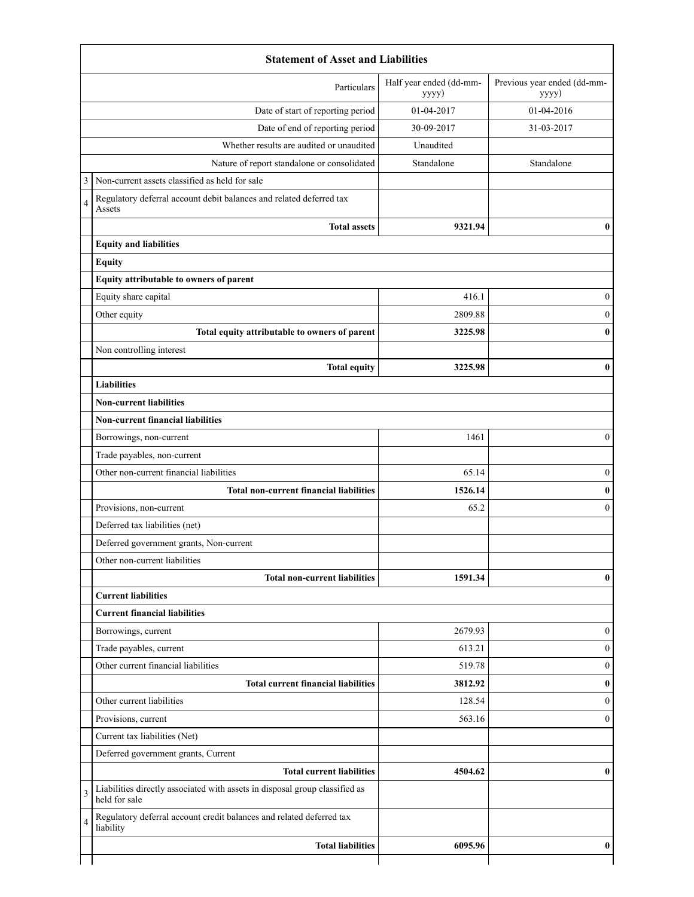| | Statement of Asset and Liabilities | | |
|---|---|---|---|
| | Particulars | Half year ended (dd-mm-yyyy) | Previous year ended (dd-mm-yyyy) |
| | Date of start of reporting period | 01-04-2017 | 01-04-2016 |
| | Date of end of reporting period | 30-09-2017 | 31-03-2017 |
| | Whether results are audited or unaudited | Unaudited | |
| | Nature of report standalone or consolidated | Standalone | Standalone |
| 3 | Non-current assets classified as held for sale | | |
| 4 | Regulatory deferral account debit balances and related deferred tax Assets | | |
| | **Total assets** | **9321.94** | **0** |
| | **Equity and liabilities** | | |
| | **Equity** | | |
| | **Equity attributable to owners of parent** | | |
| | Equity share capital | 416.1 | 0 |
| | Other equity | 2809.88 | 0 |
| | **Total equity attributable to owners of parent** | **3225.98** | **0** |
| | Non controlling interest | | |
| | **Total equity** | **3225.98** | **0** |
| | **Liabilities** | | |
| | **Non-current liabilities** | | |
| | **Non-current financial liabilities** | | |
| | Borrowings, non-current | 1461 | 0 |
| | Trade payables, non-current | | |
| | Other non-current financial liabilities | 65.14 | 0 |
| | **Total non-current financial liabilities** | **1526.14** | **0** |
| | Provisions, non-current | 65.2 | 0 |
| | Deferred tax liabilities (net) | | |
| | Deferred government grants, Non-current | | |
| | Other non-current liabilities | | |
| | **Total non-current liabilities** | **1591.34** | **0** |
| | **Current liabilities** | | |
| | **Current financial liabilities** | | |
| | Borrowings, current | 2679.93 | 0 |
| | Trade payables, current | 613.21 | 0 |
| | Other current financial liabilities | 519.78 | 0 |
| | **Total current financial liabilities** | **3812.92** | **0** |
| | Other current liabilities | 128.54 | 0 |
| | Provisions, current | 563.16 | 0 |
| | Current tax liabilities (Net) | | |
| | Deferred government grants, Current | | |
| | **Total current liabilities** | **4504.62** | **0** |
| 3 | Liabilities directly associated with assets in disposal group classified as held for sale | | |
| 4 | Regulatory deferral account credit balances and related deferred tax liability | | |
| | **Total liabilities** | **6095.96** | **0** |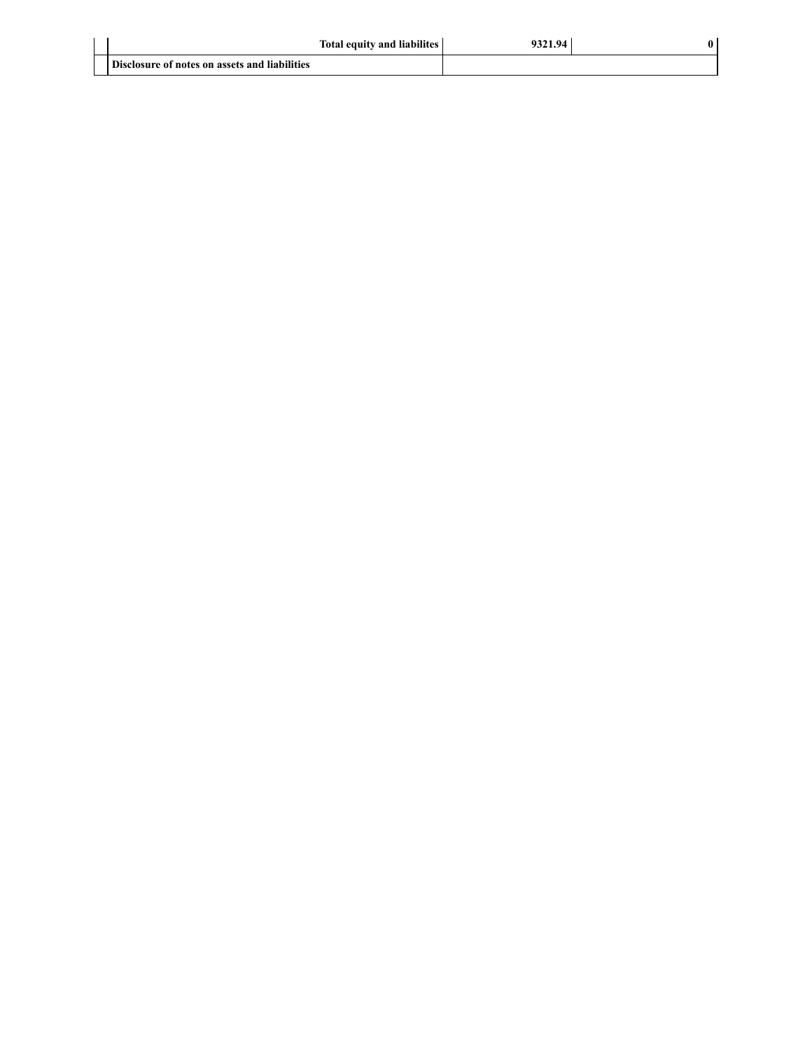| | | | |
|---|---|---|---|
| | **Total equity and liabilites** | **9321.94** | **0** |
| | **Disclosure of notes on assets and liabilities** | | |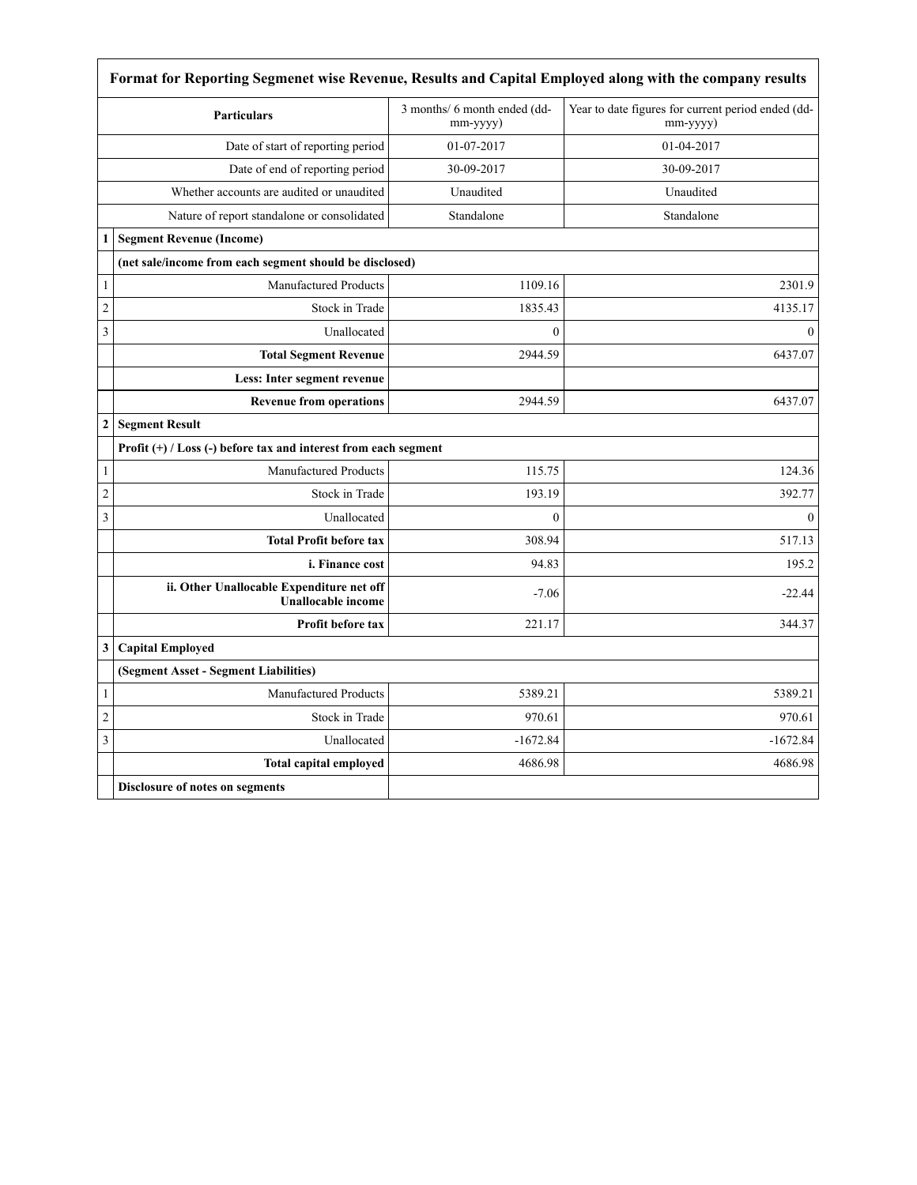| Format for Reporting Segmenet wise Revenue, Results and Capital Employed along with the company results | | | |
|---|---|---|---|
| | **Particulars** | 3 months/ 6 month ended (dd-mm-yyyy) | Year to date figures for current period ended (dd-mm-yyyy) |
| | Date of start of reporting period | 01-07-2017 | 01-04-2017 |
| | Date of end of reporting period | 30-09-2017 | 30-09-2017 |
| | Whether accounts are audited or unaudited | Unaudited | Unaudited |
| | Nature of report standalone or consolidated | Standalone | Standalone |
| **1** | **Segment Revenue (Income)** | | |
| | **(net sale/income from each segment should be disclosed)** | | |
| 1 | Manufactured Products | 1109.16 | 2301.9 |
| 2 | Stock in Trade | 1835.43 | 4135.17 |
| 3 | Unallocated | 0 | 0 |
| | **Total Segment Revenue** | 2944.59 | 6437.07 |
| | **Less: Inter segment revenue** | | |
| | **Revenue from operations** | 2944.59 | 6437.07 |
| **2** | **Segment Result** | | |
| | **Profit (+) / Loss (-) before tax and interest from each segment** | | |
| 1 | Manufactured Products | 115.75 | 124.36 |
| 2 | Stock in Trade | 193.19 | 392.77 |
| 3 | Unallocated | 0 | 0 |
| | **Total Profit before tax** | 308.94 | 517.13 |
| | **i. Finance cost** | 94.83 | 195.2 |
| | **ii. Other Unallocable Expenditure net off Unallocable income** | -7.06 | -22.44 |
| | **Profit before tax** | 221.17 | 344.37 |
| **3** | **Capital Employed** | | |
| | **(Segment Asset - Segment Liabilities)** | | |
| 1 | Manufactured Products | 5389.21 | 5389.21 |
| 2 | Stock in Trade | 970.61 | 970.61 |
| 3 | Unallocated | -1672.84 | -1672.84 |
| | **Total capital employed** | 4686.98 | 4686.98 |
| | **Disclosure of notes on segments** | | |